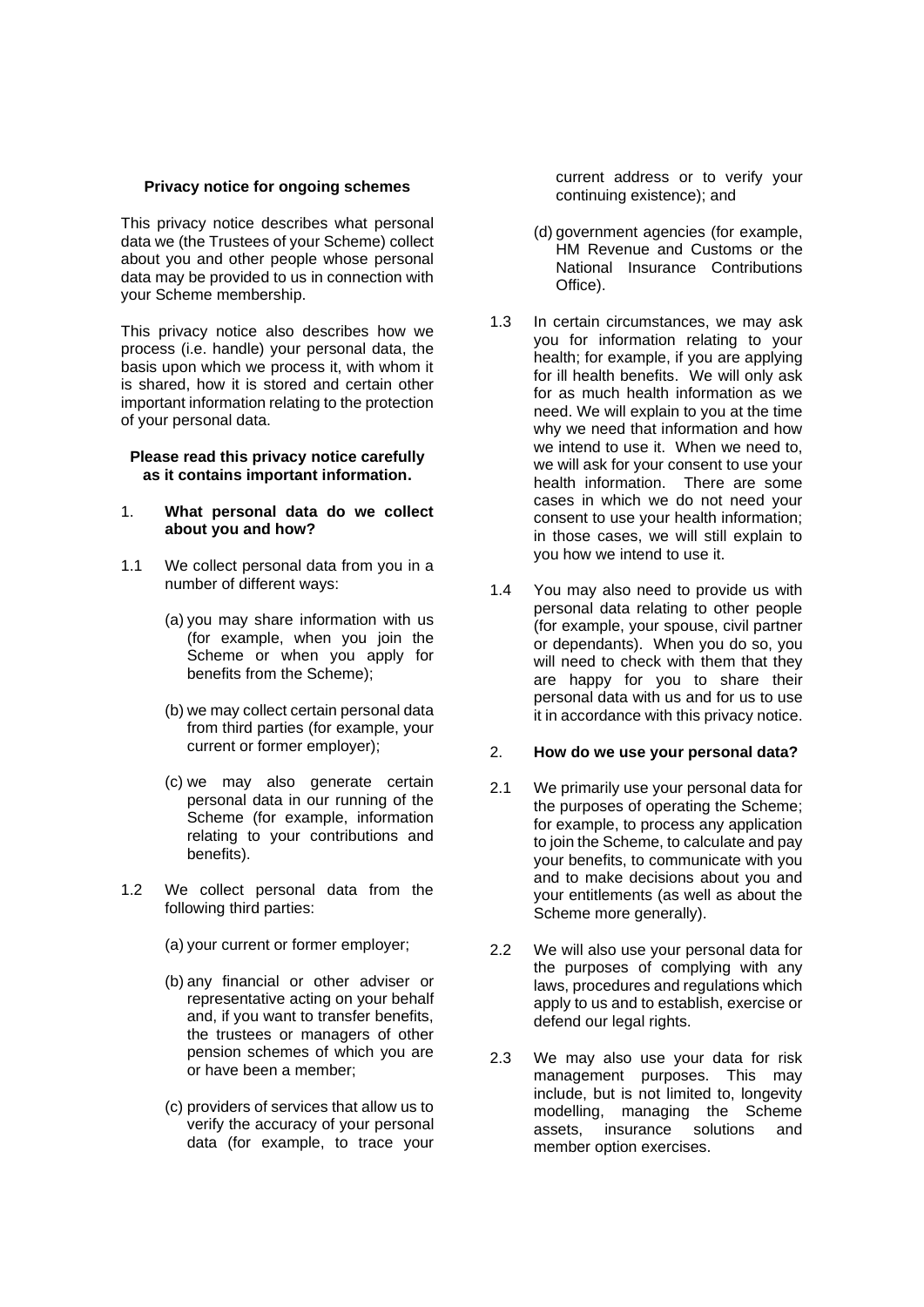**Privacy notice for ongoing schemes**

This privacy notice describes what personal data we (the Trustees of your Scheme) collect about you and other people whose personal data may be provided to us in connection with your Scheme membership.

This privacy notice also describes how we process (i.e. handle) your personal data, the basis upon which we process it, with whom it is shared, how it is stored and certain other important information relating to the protection of your personal data.

**Please read this privacy notice carefully as it contains important information.**

## 1. What personal data do we collect about you and how?

1.1 We collect personal data from you in a number of different ways:

(a) you may share information with us (for example, when you join the Scheme or when you apply for benefits from the Scheme);

(b) we may collect certain personal data from third parties (for example, your current or former employer);

(c) we may also generate certain personal data in our running of the Scheme (for example, information relating to your contributions and benefits).

1.2 We collect personal data from the following third parties:

(a) your current or former employer;

(b) any financial or other adviser or representative acting on your behalf and, if you want to transfer benefits, the trustees or managers of other pension schemes of which you are or have been a member;

(c) providers of services that allow us to verify the accuracy of your personal data (for example, to trace your current address or to verify your continuing existence); and

(d) government agencies (for example, HM Revenue and Customs or the National Insurance Contributions Office).

1.3 In certain circumstances, we may ask you for information relating to your health; for example, if you are applying for ill health benefits. We will only ask for as much health information as we need. We will explain to you at the time why we need that information and how we intend to use it. When we need to, we will ask for your consent to use your health information. There are some cases in which we do not need your consent to use your health information; in those cases, we will still explain to you how we intend to use it.

1.4 You may also need to provide us with personal data relating to other people (for example, your spouse, civil partner or dependants). When you do so, you will need to check with them that they are happy for you to share their personal data with us and for us to use it in accordance with this privacy notice.

## 2. How do we use your personal data?

2.1 We primarily use your personal data for the purposes of operating the Scheme; for example, to process any application to join the Scheme, to calculate and pay your benefits, to communicate with you and to make decisions about you and your entitlements (as well as about the Scheme more generally).

2.2 We will also use your personal data for the purposes of complying with any laws, procedures and regulations which apply to us and to establish, exercise or defend our legal rights.

2.3 We may also use your data for risk management purposes. This may include, but is not limited to, longevity modelling, managing the Scheme assets, insurance solutions and member option exercises.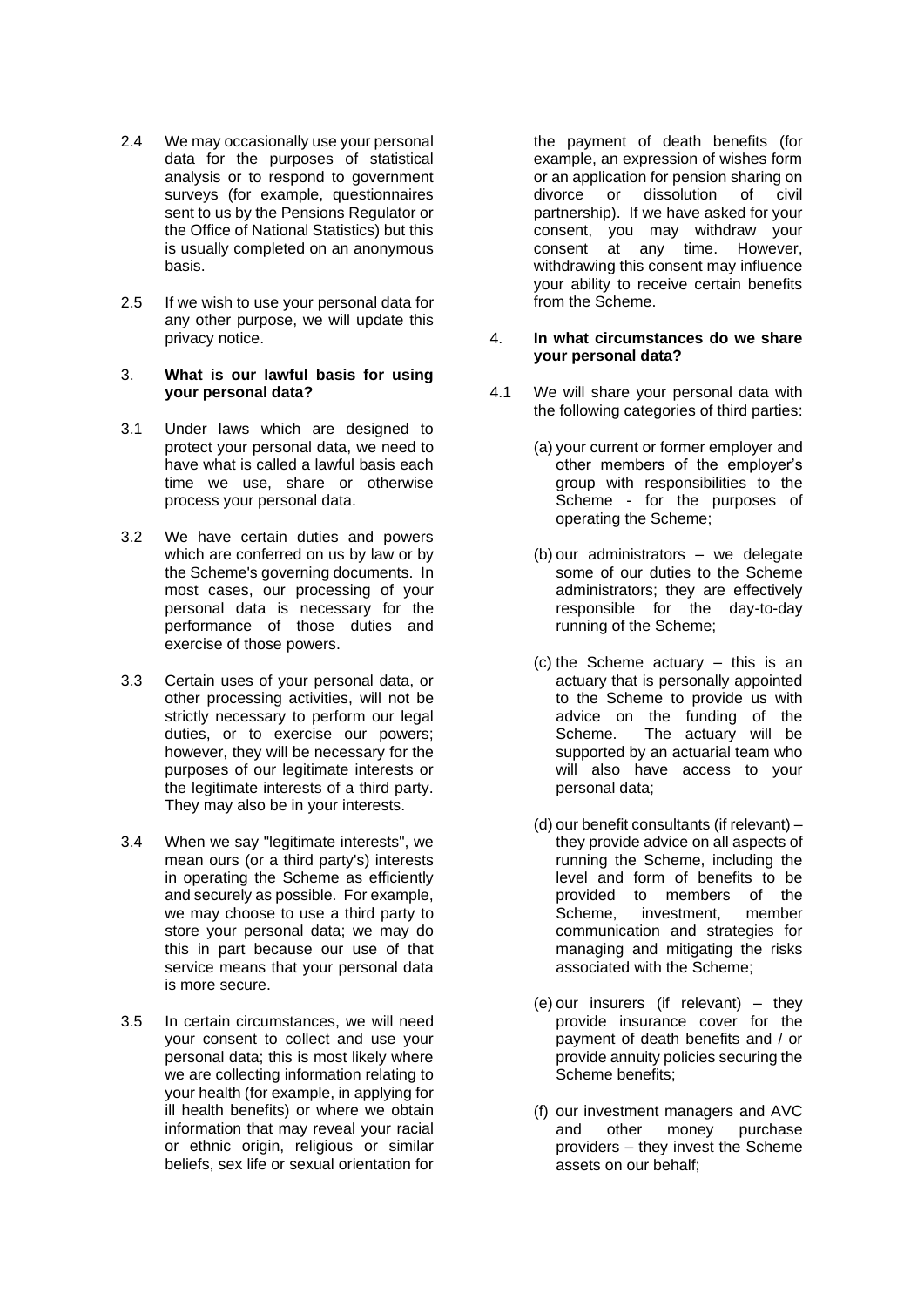2.4 We may occasionally use your personal data for the purposes of statistical analysis or to respond to government surveys (for example, questionnaires sent to us by the Pensions Regulator or the Office of National Statistics) but this is usually completed on an anonymous basis.

2.5 If we wish to use your personal data for any other purpose, we will update this privacy notice.

### 3. What is our lawful basis for using your personal data?

3.1 Under laws which are designed to protect your personal data, we need to have what is called a lawful basis each time we use, share or otherwise process your personal data.

3.2 We have certain duties and powers which are conferred on us by law or by the Scheme's governing documents. In most cases, our processing of your personal data is necessary for the performance of those duties and exercise of those powers.

3.3 Certain uses of your personal data, or other processing activities, will not be strictly necessary to perform our legal duties, or to exercise our powers; however, they will be necessary for the purposes of our legitimate interests or the legitimate interests of a third party. They may also be in your interests.

3.4 When we say "legitimate interests", we mean ours (or a third party's) interests in operating the Scheme as efficiently and securely as possible. For example, we may choose to use a third party to store your personal data; we may do this in part because our use of that service means that your personal data is more secure.

3.5 In certain circumstances, we will need your consent to collect and use your personal data; this is most likely where we are collecting information relating to your health (for example, in applying for ill health benefits) or where we obtain information that may reveal your racial or ethnic origin, religious or similar beliefs, sex life or sexual orientation for the payment of death benefits (for example, an expression of wishes form or an application for pension sharing on divorce or dissolution of civil partnership). If we have asked for your consent, you may withdraw your consent at any time. However, withdrawing this consent may influence your ability to receive certain benefits from the Scheme.

### 4. In what circumstances do we share your personal data?

4.1 We will share your personal data with the following categories of third parties:

(a) your current or former employer and other members of the employer's group with responsibilities to the Scheme - for the purposes of operating the Scheme;

(b) our administrators – we delegate some of our duties to the Scheme administrators; they are effectively responsible for the day-to-day running of the Scheme;

(c) the Scheme actuary – this is an actuary that is personally appointed to the Scheme to provide us with advice on the funding of the Scheme. The actuary will be supported by an actuarial team who will also have access to your personal data;

(d) our benefit consultants (if relevant) – they provide advice on all aspects of running the Scheme, including the level and form of benefits to be provided to members of the Scheme, investment, member communication and strategies for managing and mitigating the risks associated with the Scheme;

(e) our insurers (if relevant) – they provide insurance cover for the payment of death benefits and / or provide annuity policies securing the Scheme benefits;

(f) our investment managers and AVC and other money purchase providers – they invest the Scheme assets on our behalf;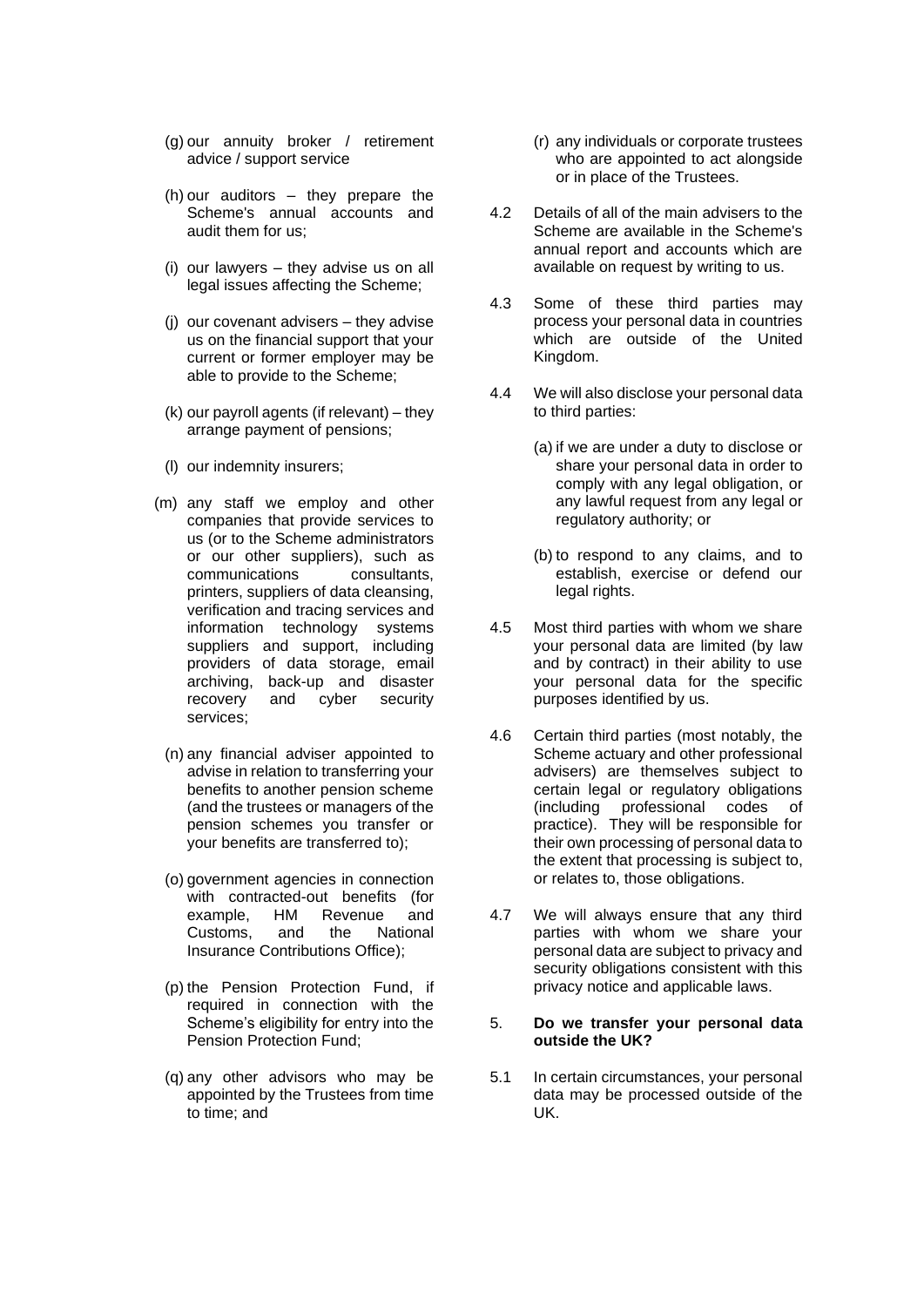(g) our annuity broker / retirement advice / support service

(h) our auditors – they prepare the Scheme's annual accounts and audit them for us;

(i) our lawyers – they advise us on all legal issues affecting the Scheme;

(j) our covenant advisers – they advise us on the financial support that your current or former employer may be able to provide to the Scheme;

(k) our payroll agents (if relevant) – they arrange payment of pensions;

(l) our indemnity insurers;

(m) any staff we employ and other companies that provide services to us (or to the Scheme administrators or our other suppliers), such as communications consultants, printers, suppliers of data cleansing, verification and tracing services and information technology systems suppliers and support, including providers of data storage, email archiving, back-up and disaster recovery and cyber security services;

(n) any financial adviser appointed to advise in relation to transferring your benefits to another pension scheme (and the trustees or managers of the pension schemes you transfer or your benefits are transferred to);

(o) government agencies in connection with contracted-out benefits (for example, HM Revenue and Customs, and the National Insurance Contributions Office);

(p) the Pension Protection Fund, if required in connection with the Scheme's eligibility for entry into the Pension Protection Fund;

(q) any other advisors who may be appointed by the Trustees from time to time; and

(r) any individuals or corporate trustees who are appointed to act alongside or in place of the Trustees.

4.2 Details of all of the main advisers to the Scheme are available in the Scheme's annual report and accounts which are available on request by writing to us.

4.3 Some of these third parties may process your personal data in countries which are outside of the United Kingdom.

4.4 We will also disclose your personal data to third parties:

(a) if we are under a duty to disclose or share your personal data in order to comply with any legal obligation, or any lawful request from any legal or regulatory authority; or

(b) to respond to any claims, and to establish, exercise or defend our legal rights.

4.5 Most third parties with whom we share your personal data are limited (by law and by contract) in their ability to use your personal data for the specific purposes identified by us.

4.6 Certain third parties (most notably, the Scheme actuary and other professional advisers) are themselves subject to certain legal or regulatory obligations (including professional codes of practice). They will be responsible for their own processing of personal data to the extent that processing is subject to, or relates to, those obligations.

4.7 We will always ensure that any third parties with whom we share your personal data are subject to privacy and security obligations consistent with this privacy notice and applicable laws.

## 5. Do we transfer your personal data outside the UK?

5.1 In certain circumstances, your personal data may be processed outside of the UK.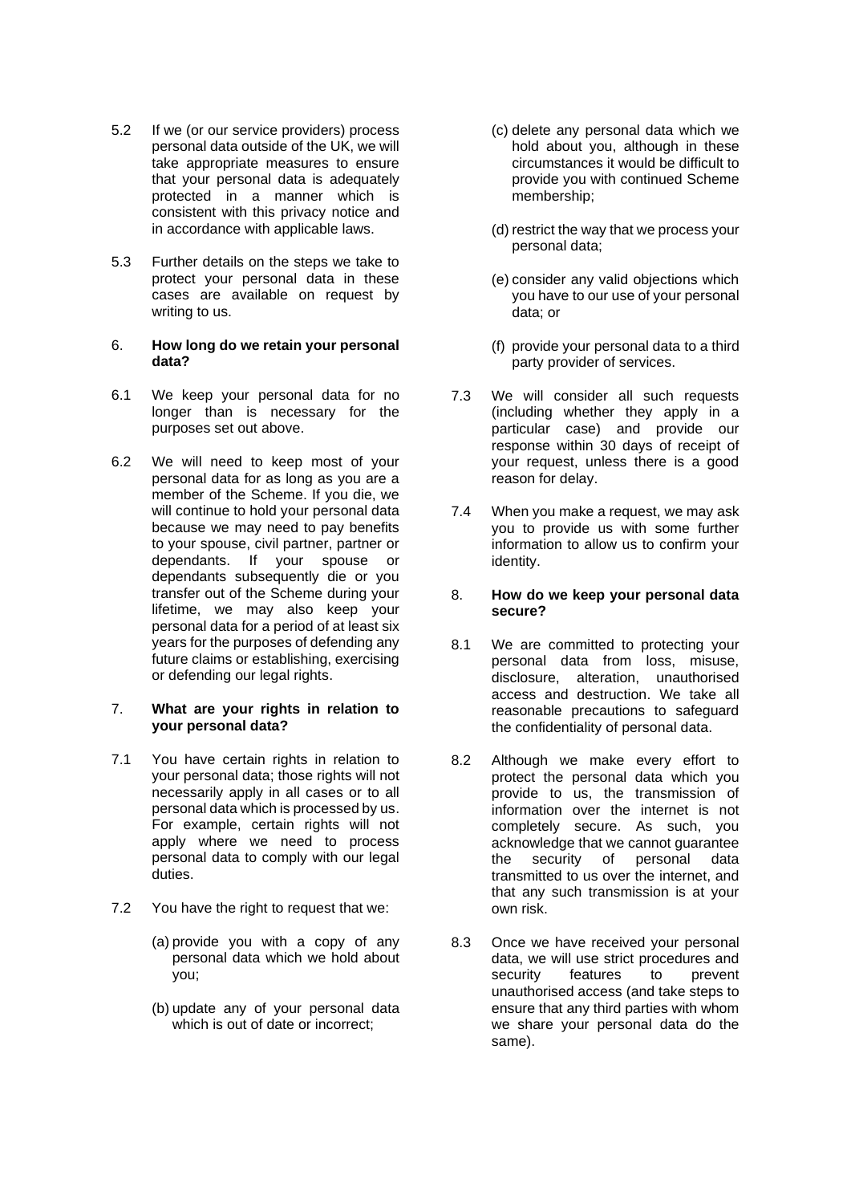5.2 If we (or our service providers) process personal data outside of the UK, we will take appropriate measures to ensure that your personal data is adequately protected in a manner which is consistent with this privacy notice and in accordance with applicable laws.

5.3 Further details on the steps we take to protect your personal data in these cases are available on request by writing to us.

## 6. **How long do we retain your personal data?**

6.1 We keep your personal data for no longer than is necessary for the purposes set out above.

6.2 We will need to keep most of your personal data for as long as you are a member of the Scheme. If you die, we will continue to hold your personal data because we may need to pay benefits to your spouse, civil partner, partner or dependants. If your spouse or dependants subsequently die or you transfer out of the Scheme during your lifetime, we may also keep your personal data for a period of at least six years for the purposes of defending any future claims or establishing, exercising or defending our legal rights.

## 7. **What are your rights in relation to your personal data?**

7.1 You have certain rights in relation to your personal data; those rights will not necessarily apply in all cases or to all personal data which is processed by us. For example, certain rights will not apply where we need to process personal data to comply with our legal duties.

7.2 You have the right to request that we:

(a) provide you with a copy of any personal data which we hold about you;

(b) update any of your personal data which is out of date or incorrect;

(c) delete any personal data which we hold about you, although in these circumstances it would be difficult to provide you with continued Scheme membership;

(d) restrict the way that we process your personal data;

(e) consider any valid objections which you have to our use of your personal data; or

(f) provide your personal data to a third party provider of services.

7.3 We will consider all such requests (including whether they apply in a particular case) and provide our response within 30 days of receipt of your request, unless there is a good reason for delay.

7.4 When you make a request, we may ask you to provide us with some further information to allow us to confirm your identity.

## 8. **How do we keep your personal data secure?**

8.1 We are committed to protecting your personal data from loss, misuse, disclosure, alteration, unauthorised access and destruction. We take all reasonable precautions to safeguard the confidentiality of personal data.

8.2 Although we make every effort to protect the personal data which you provide to us, the transmission of information over the internet is not completely secure. As such, you acknowledge that we cannot guarantee the security of personal data transmitted to us over the internet, and that any such transmission is at your own risk.

8.3 Once we have received your personal data, we will use strict procedures and security features to prevent unauthorised access (and take steps to ensure that any third parties with whom we share your personal data do the same).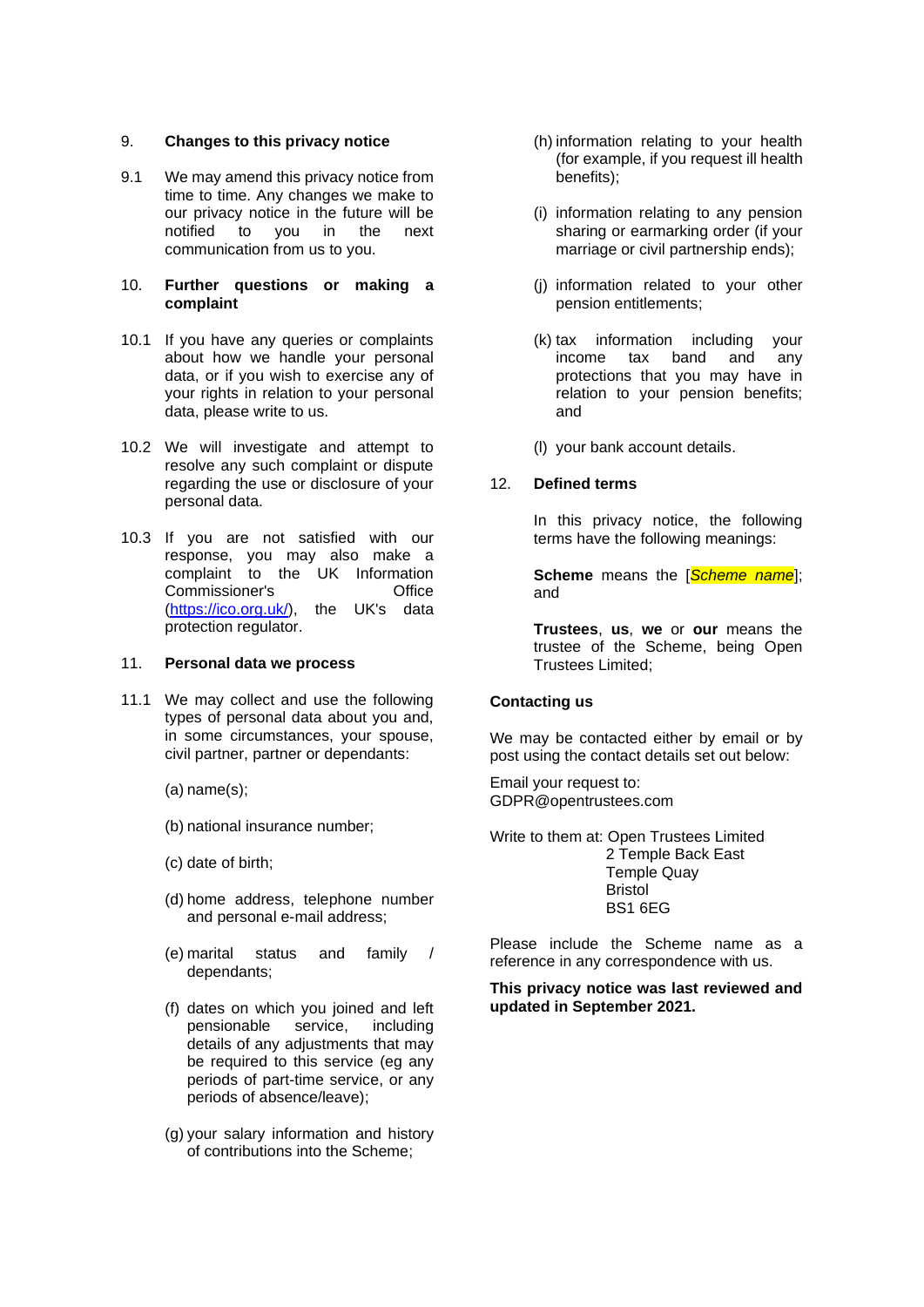## 9. Changes to this privacy notice

9.1 We may amend this privacy notice from time to time. Any changes we make to our privacy notice in the future will be notified to you in the next communication from us to you.

## 10. Further questions or making a complaint

10.1 If you have any queries or complaints about how we handle your personal data, or if you wish to exercise any of your rights in relation to your personal data, please write to us.

10.2 We will investigate and attempt to resolve any such complaint or dispute regarding the use or disclosure of your personal data.

10.3 If you are not satisfied with our response, you may also make a complaint to the UK Information Commissioner's Office (https://ico.org.uk/), the UK's data protection regulator.

## 11. Personal data we process

11.1 We may collect and use the following types of personal data about you and, in some circumstances, your spouse, civil partner, partner or dependants:

(a) name(s);

(b) national insurance number;

(c) date of birth;

(d) home address, telephone number and personal e-mail address;

(e) marital status and family / dependants;

(f) dates on which you joined and left pensionable service, including details of any adjustments that may be required to this service (eg any periods of part-time service, or any periods of absence/leave);

(g) your salary information and history of contributions into the Scheme;

(h) information relating to your health (for example, if you request ill health benefits);

(i) information relating to any pension sharing or earmarking order (if your marriage or civil partnership ends);

(j) information related to your other pension entitlements;

(k) tax information including your income tax band and any protections that you may have in relation to your pension benefits; and

(l) your bank account details.

## 12. Defined terms

In this privacy notice, the following terms have the following meanings:

**Scheme** means the [*Scheme name*]; and

**Trustees**, **us**, **we** or **our** means the trustee of the Scheme, being Open Trustees Limited;

### Contacting us

We may be contacted either by email or by post using the contact details set out below:

Email your request to: GDPR@opentrustees.com

Write to them at: Open Trustees Limited
2 Temple Back East
Temple Quay
Bristol
BS1 6EG

Please include the Scheme name as a reference in any correspondence with us.

**This privacy notice was last reviewed and updated in September 2021.**